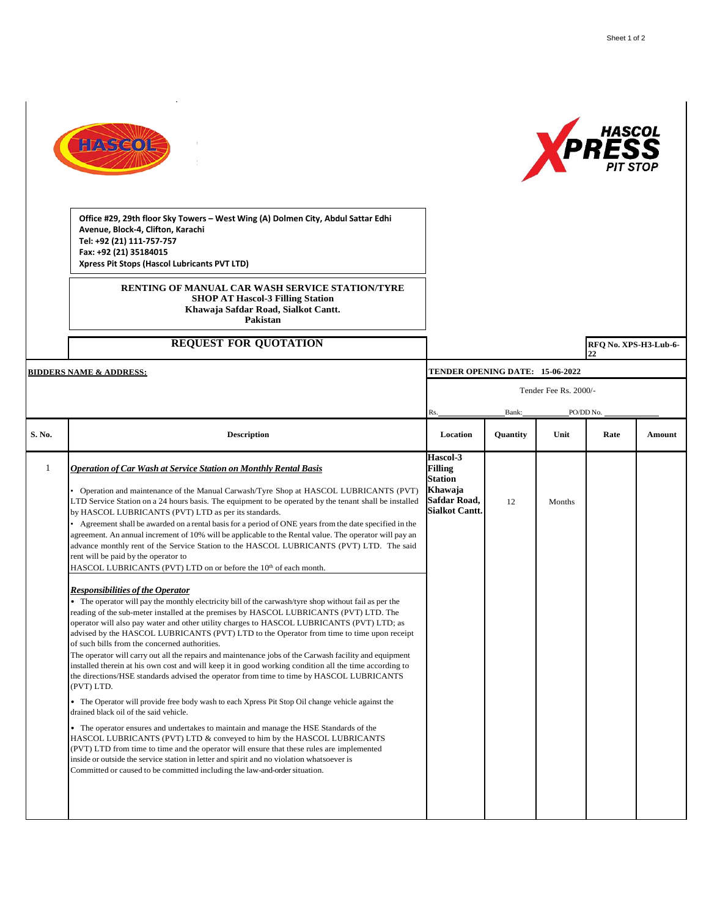Office #29, 29th floor Sky Towers – West Wing (A) Dolmen City, Abdul Sattar Edhi Avenue, Block-4, Clifton, Karachi
Tel: +92 (21) 111-757-757
Fax: +92 (21) 35184015
Xpress Pit Stops (Hascol Lubricants PVT LTD)

**RENTING OF MANUAL CAR WASH SERVICE STATION/TYRE SHOP AT Hascol-3 Filling Station**
**Khawaja Safdar Road, Sialkot Cantt.**
**Pakistan**

## REQUEST FOR QUOTATION

**RFQ No. XPS-H3-Lub-6-22**

**BIDDERS NAME & ADDRESS:**

**TENDER OPENING DATE: 15-06-2022**

Tender Fee Rs. 2000/-

Rs.\_\_\_\_\_\_\_\_\_\_ Bank:\_\_\_\_\_\_\_\_\_\_ PO/DD No.\_\_\_\_\_\_\_\_\_\_

| S. No. | Description | Location | Quantity | Unit | Rate | Amount |
|---|---|---|---|---|---|---|
| 1 | ***Operation of Car Wash at Service Station on Monthly Rental Basis***<br><br>• Operation and maintenance of the Manual Carwash/Tyre Shop at HASCOL LUBRICANTS (PVT) LTD Service Station on a 24 hours basis. The equipment to be operated by the tenant shall be installed by HASCOL LUBRICANTS (PVT) LTD as per its standards.<br>• Agreement shall be awarded on a rental basis for a period of ONE years from the date specified in the agreement. An annual increment of 10% will be applicable to the Rental value. The operator will pay an advance monthly rent of the Service Station to the HASCOL LUBRICANTS (PVT) LTD. The said rent will be paid by the operator to HASCOL LUBRICANTS (PVT) LTD on or before the 10th of each month.<br><br>***Responsibilities of the Operator***<br>• The operator will pay the monthly electricity bill of the carwash/tyre shop without fail as per the reading of the sub-meter installed at the premises by HASCOL LUBRICANTS (PVT) LTD. The operator will also pay water and other utility charges to HASCOL LUBRICANTS (PVT) LTD; as advised by the HASCOL LUBRICANTS (PVT) LTD to the Operator from time to time upon receipt of such bills from the concerned authorities.<br>The operator will carry out all the repairs and maintenance jobs of the Carwash facility and equipment installed therein at his own cost and will keep it in good working condition all the time according to the directions/HSE standards advised the operator from time to time by HASCOL LUBRICANTS (PVT) LTD.<br>• The Operator will provide free body wash to each Xpress Pit Stop Oil change vehicle against the drained black oil of the said vehicle.<br>• The operator ensures and undertakes to maintain and manage the HSE Standards of the HASCOL LUBRICANTS (PVT) LTD & conveyed to him by the HASCOL LUBRICANTS (PVT) LTD from time to time and the operator will ensure that these rules are implemented inside or outside the service station in letter and spirit and no violation whatsoever is Committed or caused to be committed including the law-and-order situation. | **Hascol-3 Filling Station Khawaja Safdar Road, Sialkot Cantt.** | 12 | Months | | |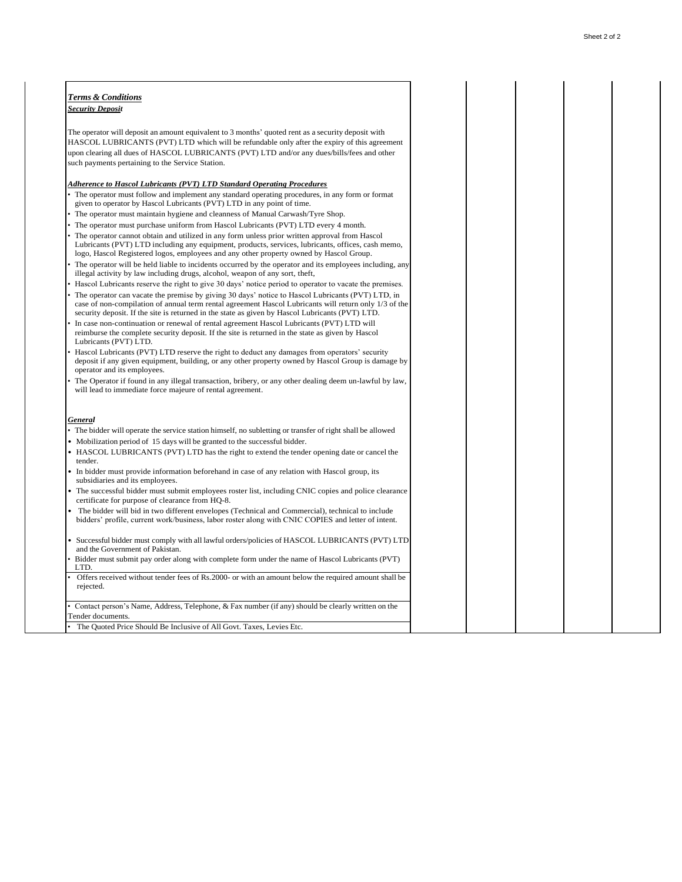***Terms & Conditions***

***Security Deposit***

The operator will deposit an amount equivalent to 3 months' quoted rent as a security deposit with HASCOL LUBRICANTS (PVT) LTD which will be refundable only after the expiry of this agreement upon clearing all dues of HASCOL LUBRICANTS (PVT) LTD and/or any dues/bills/fees and other such payments pertaining to the Service Station.

***Adherence to Hascol Lubricants (PVT) LTD Standard Operating Procedures***

- The operator must follow and implement any standard operating procedures, in any form or format given to operator by Hascol Lubricants (PVT) LTD in any point of time.
- The operator must maintain hygiene and cleanness of Manual Carwash/Tyre Shop.
- The operator must purchase uniform from Hascol Lubricants (PVT) LTD every 4 month.
- The operator cannot obtain and utilized in any form unless prior written approval from Hascol Lubricants (PVT) LTD including any equipment, products, services, lubricants, offices, cash memo, logo, Hascol Registered logos, employees and any other property owned by Hascol Group.
- The operator will be held liable to incidents occurred by the operator and its employees including, any illegal activity by law including drugs, alcohol, weapon of any sort, theft,
- Hascol Lubricants reserve the right to give 30 days' notice period to operator to vacate the premises.
- The operator can vacate the premise by giving 30 days' notice to Hascol Lubricants (PVT) LTD, in case of non-compilation of annual term rental agreement Hascol Lubricants will return only 1/3 of the security deposit. If the site is returned in the state as given by Hascol Lubricants (PVT) LTD.
- In case non-continuation or renewal of rental agreement Hascol Lubricants (PVT) LTD will reimburse the complete security deposit. If the site is returned in the state as given by Hascol Lubricants (PVT) LTD.
- Hascol Lubricants (PVT) LTD reserve the right to deduct any damages from operators' security deposit if any given equipment, building, or any other property owned by Hascol Group is damage by operator and its employees.
- The Operator if found in any illegal transaction, bribery, or any other dealing deem un-lawful by law, will lead to immediate force majeure of rental agreement.

***General***

- The bidder will operate the service station himself, no subletting or transfer of right shall be allowed
- Mobilization period of 15 days will be granted to the successful bidder.
- HASCOL LUBRICANTS (PVT) LTD has the right to extend the tender opening date or cancel the tender.
- In bidder must provide information beforehand in case of any relation with Hascol group, its subsidiaries and its employees.
- The successful bidder must submit employees roster list, including CNIC copies and police clearance certificate for purpose of clearance from HQ-8.
- The bidder will bid in two different envelopes (Technical and Commercial), technical to include bidders' profile, current work/business, labor roster along with CNIC COPIES and letter of intent.
- Successful bidder must comply with all lawful orders/policies of HASCOL LUBRICANTS (PVT) LTD and the Government of Pakistan.
- Bidder must submit pay order along with complete form under the name of Hascol Lubricants (PVT) LTD.
- Offers received without tender fees of Rs.2000- or with an amount below the required amount shall be rejected.
- Contact person's Name, Address, Telephone, & Fax number (if any) should be clearly written on the Tender documents.
- The Quoted Price Should Be Inclusive of All Govt. Taxes, Levies Etc.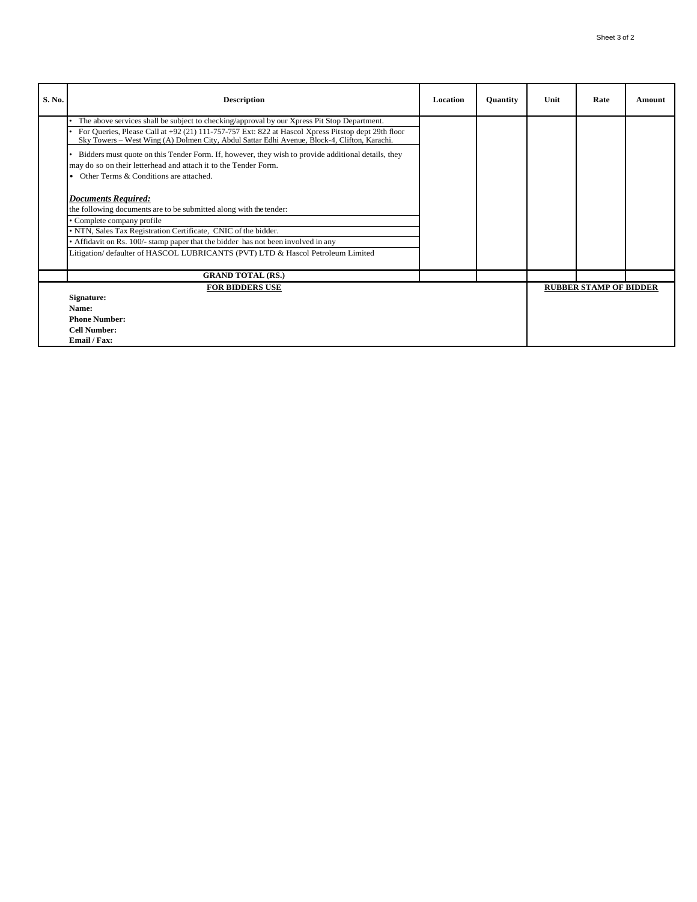| S. No. | Description | Location | Quantity | Unit | Rate | Amount |
|---|---|---|---|---|---|---|
| | • The above services shall be subject to checking/approval by our Xpress Pit Stop Department.<br>• For Queries, Please Call at +92 (21) 111-757-757 Ext: 822 at Hascol Xpress Pitstop dept 29th floor Sky Towers – West Wing (A) Dolmen City, Abdul Sattar Edhi Avenue, Block-4, Clifton, Karachi.<br>• Bidders must quote on this Tender Form. If, however, they wish to provide additional details, they may do so on their letterhead and attach it to the Tender Form.<br>• Other Terms & Conditions are attached.<br><br>***Documents Required:***<br>the following documents are to be submitted along with the tender:<br>• Complete company profile<br>• NTN, Sales Tax Registration Certificate, CNIC of the bidder.<br>• Affidavit on Rs. 100/- stamp paper that the bidder has not been involved in any Litigation/ defaulter of HASCOL LUBRICANTS (PVT) LTD & Hascol Petroleum Limited | | | | | |
| | **GRAND TOTAL (RS.)** | | | | | |

**FOR BIDDERS USE**

**Signature:**

**Name:**

**Phone Number:**

**Cell Number:**

**Email / Fax:**

**RUBBER STAMP OF BIDDER**